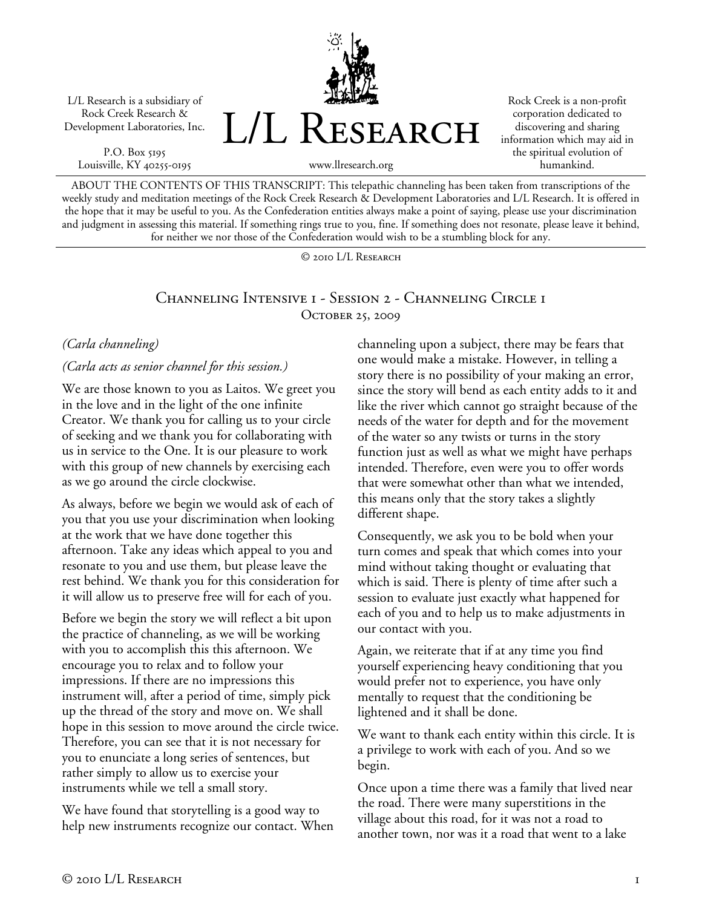L/L Research is a subsidiary of Rock Creek Research & Development Laboratories, Inc.

P.O. Box 5195
Louisville, KY 40255-0195

# L/L Research

www.llresearch.org

Rock Creek is a non-profit corporation dedicated to discovering and sharing information which may aid in the spiritual evolution of humankind.

ABOUT THE CONTENTS OF THIS TRANSCRIPT: This telepathic channeling has been taken from transcriptions of the weekly study and meditation meetings of the Rock Creek Research & Development Laboratories and L/L Research. It is offered in the hope that it may be useful to you. As the Confederation entities always make a point of saying, please use your discrimination and judgment in assessing this material. If something rings true to you, fine. If something does not resonate, please leave it behind, for neither we nor those of the Confederation would wish to be a stumbling block for any.

© 2010 L/L Research

## Channeling Intensive 1 - Session 2 - Channeling Circle 1
October 25, 2009

*(Carla channeling)*

*(Carla acts as senior channel for this session.)*

We are those known to you as Laitos. We greet you in the love and in the light of the one infinite Creator. We thank you for calling us to your circle of seeking and we thank you for collaborating with us in service to the One. It is our pleasure to work with this group of new channels by exercising each as we go around the circle clockwise.

As always, before we begin we would ask of each of you that you use your discrimination when looking at the work that we have done together this afternoon. Take any ideas which appeal to you and resonate to you and use them, but please leave the rest behind. We thank you for this consideration for it will allow us to preserve free will for each of you.

Before we begin the story we will reflect a bit upon the practice of channeling, as we will be working with you to accomplish this this afternoon. We encourage you to relax and to follow your impressions. If there are no impressions this instrument will, after a period of time, simply pick up the thread of the story and move on. We shall hope in this session to move around the circle twice. Therefore, you can see that it is not necessary for you to enunciate a long series of sentences, but rather simply to allow us to exercise your instruments while we tell a small story.

We have found that storytelling is a good way to help new instruments recognize our contact. When channeling upon a subject, there may be fears that one would make a mistake. However, in telling a story there is no possibility of your making an error, since the story will bend as each entity adds to it and like the river which cannot go straight because of the needs of the water for depth and for the movement of the water so any twists or turns in the story function just as well as what we might have perhaps intended. Therefore, even were you to offer words that were somewhat other than what we intended, this means only that the story takes a slightly different shape.

Consequently, we ask you to be bold when your turn comes and speak that which comes into your mind without taking thought or evaluating that which is said. There is plenty of time after such a session to evaluate just exactly what happened for each of you and to help us to make adjustments in our contact with you.

Again, we reiterate that if at any time you find yourself experiencing heavy conditioning that you would prefer not to experience, you have only mentally to request that the conditioning be lightened and it shall be done.

We want to thank each entity within this circle. It is a privilege to work with each of you. And so we begin.

Once upon a time there was a family that lived near the road. There were many superstitions in the village about this road, for it was not a road to another town, nor was it a road that went to a lake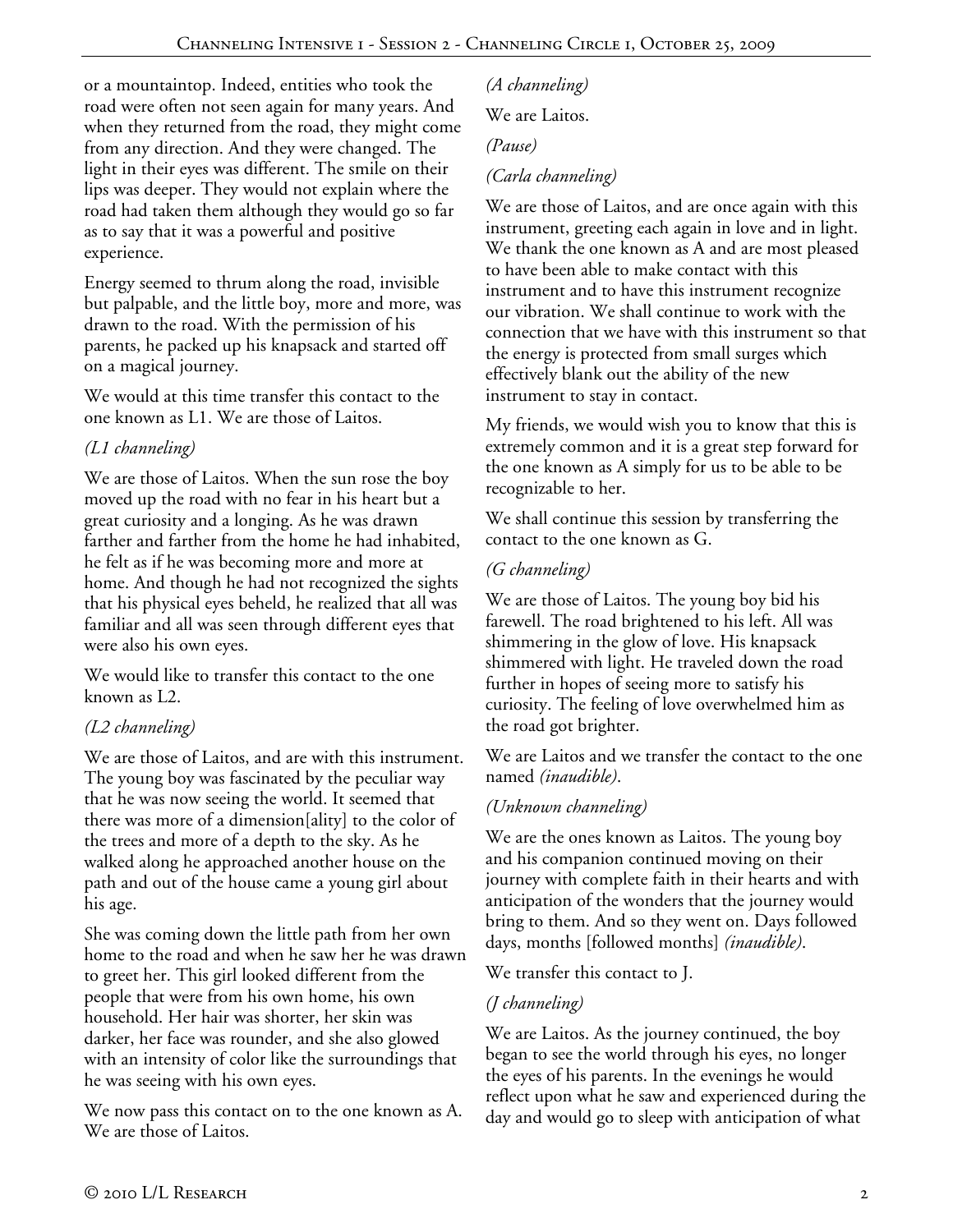or a mountaintop. Indeed, entities who took the road were often not seen again for many years. And when they returned from the road, they might come from any direction. And they were changed. The light in their eyes was different. The smile on their lips was deeper. They would not explain where the road had taken them although they would go so far as to say that it was a powerful and positive experience.

Energy seemed to thrum along the road, invisible but palpable, and the little boy, more and more, was drawn to the road. With the permission of his parents, he packed up his knapsack and started off on a magical journey.

We would at this time transfer this contact to the one known as L1. We are those of Laitos.

*(L1 channeling)*

We are those of Laitos. When the sun rose the boy moved up the road with no fear in his heart but a great curiosity and a longing. As he was drawn farther and farther from the home he had inhabited, he felt as if he was becoming more and more at home. And though he had not recognized the sights that his physical eyes beheld, he realized that all was familiar and all was seen through different eyes that were also his own eyes.

We would like to transfer this contact to the one known as L2.

*(L2 channeling)*

We are those of Laitos, and are with this instrument. The young boy was fascinated by the peculiar way that he was now seeing the world. It seemed that there was more of a dimension[ality] to the color of the trees and more of a depth to the sky. As he walked along he approached another house on the path and out of the house came a young girl about his age.

She was coming down the little path from her own home to the road and when he saw her he was drawn to greet her. This girl looked different from the people that were from his own home, his own household. Her hair was shorter, her skin was darker, her face was rounder, and she also glowed with an intensity of color like the surroundings that he was seeing with his own eyes.

We now pass this contact on to the one known as A. We are those of Laitos.

*(A channeling)*

We are Laitos.

*(Pause)*

*(Carla channeling)*

We are those of Laitos, and are once again with this instrument, greeting each again in love and in light. We thank the one known as A and are most pleased to have been able to make contact with this instrument and to have this instrument recognize our vibration. We shall continue to work with the connection that we have with this instrument so that the energy is protected from small surges which effectively blank out the ability of the new instrument to stay in contact.

My friends, we would wish you to know that this is extremely common and it is a great step forward for the one known as A simply for us to be able to be recognizable to her.

We shall continue this session by transferring the contact to the one known as G.

*(G channeling)*

We are those of Laitos. The young boy bid his farewell. The road brightened to his left. All was shimmering in the glow of love. His knapsack shimmered with light. He traveled down the road further in hopes of seeing more to satisfy his curiosity. The feeling of love overwhelmed him as the road got brighter.

We are Laitos and we transfer the contact to the one named *(inaudible)*.

*(Unknown channeling)*

We are the ones known as Laitos. The young boy and his companion continued moving on their journey with complete faith in their hearts and with anticipation of the wonders that the journey would bring to them. And so they went on. Days followed days, months [followed months] *(inaudible)*.

We transfer this contact to J.

*(J channeling)*

We are Laitos. As the journey continued, the boy began to see the world through his eyes, no longer the eyes of his parents. In the evenings he would reflect upon what he saw and experienced during the day and would go to sleep with anticipation of what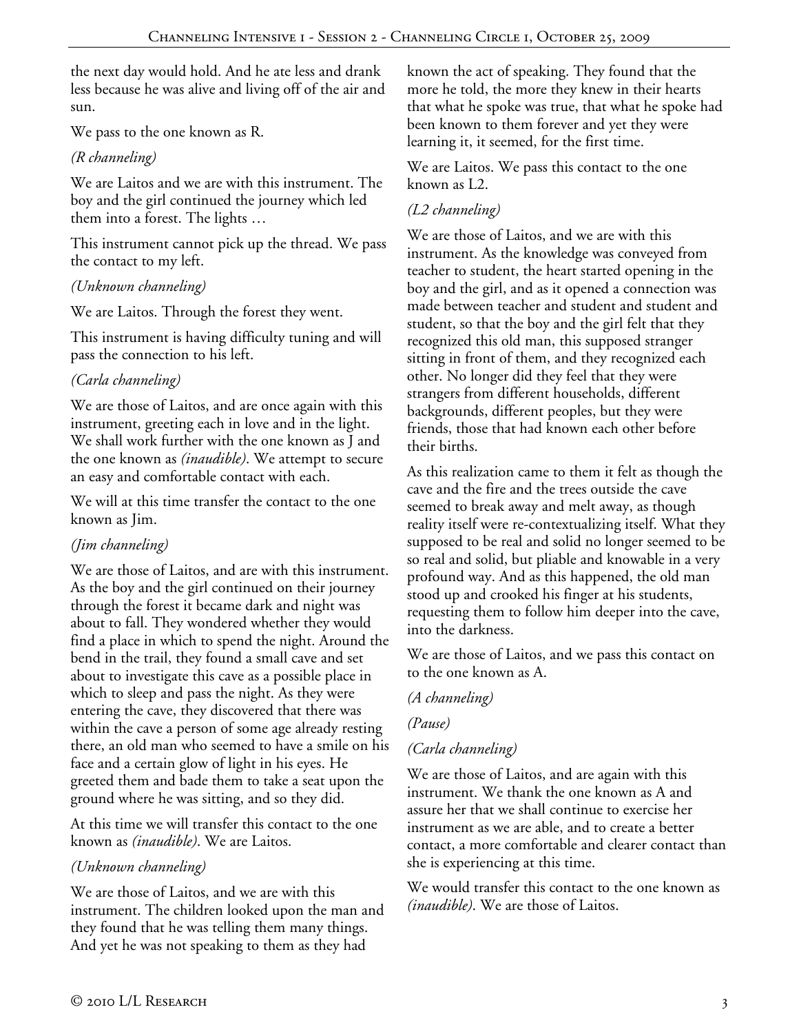the next day would hold. And he ate less and drank less because he was alive and living off of the air and sun.

We pass to the one known as R.

*(R channeling)*

We are Laitos and we are with this instrument. The boy and the girl continued the journey which led them into a forest. The lights …

This instrument cannot pick up the thread. We pass the contact to my left.

*(Unknown channeling)*

We are Laitos. Through the forest they went.

This instrument is having difficulty tuning and will pass the connection to his left.

*(Carla channeling)*

We are those of Laitos, and are once again with this instrument, greeting each in love and in the light. We shall work further with the one known as J and the one known as *(inaudible)*. We attempt to secure an easy and comfortable contact with each.

We will at this time transfer the contact to the one known as Jim.

*(Jim channeling)*

We are those of Laitos, and are with this instrument. As the boy and the girl continued on their journey through the forest it became dark and night was about to fall. They wondered whether they would find a place in which to spend the night. Around the bend in the trail, they found a small cave and set about to investigate this cave as a possible place in which to sleep and pass the night. As they were entering the cave, they discovered that there was within the cave a person of some age already resting there, an old man who seemed to have a smile on his face and a certain glow of light in his eyes. He greeted them and bade them to take a seat upon the ground where he was sitting, and so they did.

At this time we will transfer this contact to the one known as *(inaudible)*. We are Laitos.

*(Unknown channeling)*

We are those of Laitos, and we are with this instrument. The children looked upon the man and they found that he was telling them many things. And yet he was not speaking to them as they had known the act of speaking. They found that the more he told, the more they knew in their hearts that what he spoke was true, that what he spoke had been known to them forever and yet they were learning it, it seemed, for the first time.

We are Laitos. We pass this contact to the one known as L2.

*(L2 channeling)*

We are those of Laitos, and we are with this instrument. As the knowledge was conveyed from teacher to student, the heart started opening in the boy and the girl, and as it opened a connection was made between teacher and student and student and student, so that the boy and the girl felt that they recognized this old man, this supposed stranger sitting in front of them, and they recognized each other. No longer did they feel that they were strangers from different households, different backgrounds, different peoples, but they were friends, those that had known each other before their births.

As this realization came to them it felt as though the cave and the fire and the trees outside the cave seemed to break away and melt away, as though reality itself were re-contextualizing itself. What they supposed to be real and solid no longer seemed to be so real and solid, but pliable and knowable in a very profound way. And as this happened, the old man stood up and crooked his finger at his students, requesting them to follow him deeper into the cave, into the darkness.

We are those of Laitos, and we pass this contact on to the one known as A.

*(A channeling)*

*(Pause)*

*(Carla channeling)*

We are those of Laitos, and are again with this instrument. We thank the one known as A and assure her that we shall continue to exercise her instrument as we are able, and to create a better contact, a more comfortable and clearer contact than she is experiencing at this time.

We would transfer this contact to the one known as *(inaudible)*. We are those of Laitos.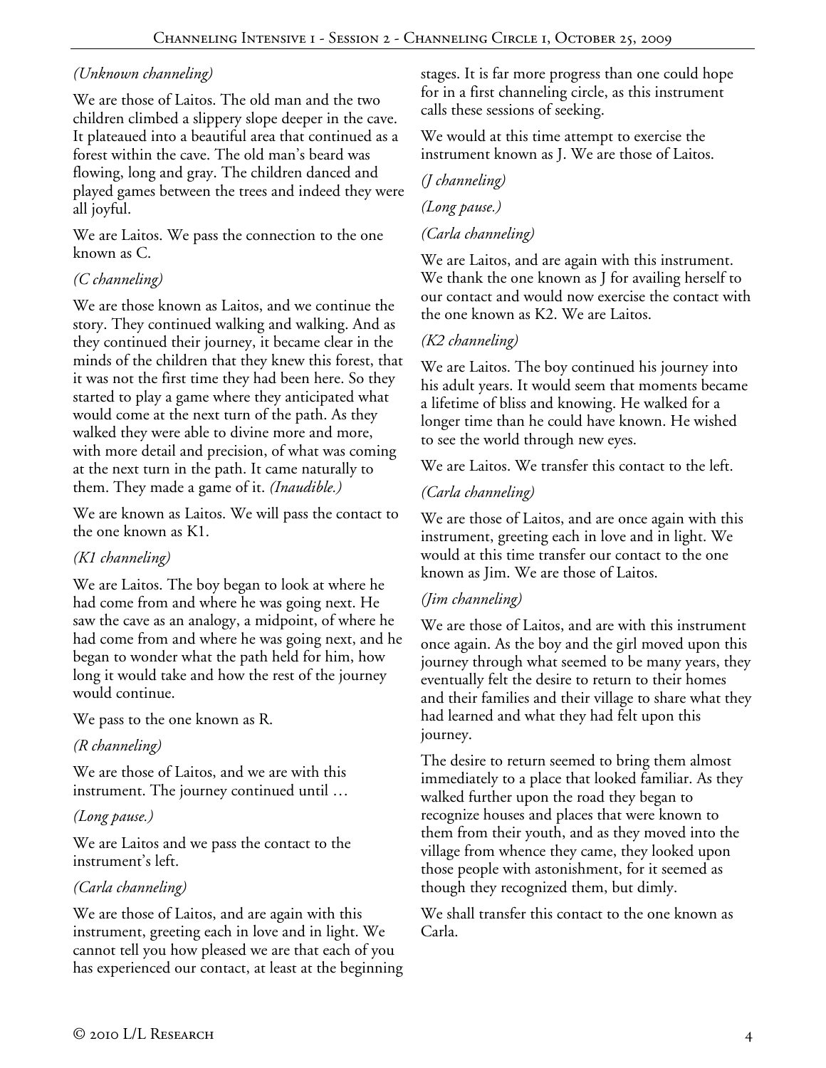*(Unknown channeling)*

We are those of Laitos. The old man and the two children climbed a slippery slope deeper in the cave. It plateaued into a beautiful area that continued as a forest within the cave. The old man's beard was flowing, long and gray. The children danced and played games between the trees and indeed they were all joyful.

We are Laitos. We pass the connection to the one known as C.

*(C channeling)*

We are those known as Laitos, and we continue the story. They continued walking and walking. And as they continued their journey, it became clear in the minds of the children that they knew this forest, that it was not the first time they had been here. So they started to play a game where they anticipated what would come at the next turn of the path. As they walked they were able to divine more and more, with more detail and precision, of what was coming at the next turn in the path. It came naturally to them. They made a game of it. *(Inaudible.)*

We are known as Laitos. We will pass the contact to the one known as K1.

*(K1 channeling)*

We are Laitos. The boy began to look at where he had come from and where he was going next. He saw the cave as an analogy, a midpoint, of where he had come from and where he was going next, and he began to wonder what the path held for him, how long it would take and how the rest of the journey would continue.

We pass to the one known as R.

*(R channeling)*

We are those of Laitos, and we are with this instrument. The journey continued until …

*(Long pause.)*

We are Laitos and we pass the contact to the instrument's left.

*(Carla channeling)*

We are those of Laitos, and are again with this instrument, greeting each in love and in light. We cannot tell you how pleased we are that each of you has experienced our contact, at least at the beginning stages. It is far more progress than one could hope for in a first channeling circle, as this instrument calls these sessions of seeking.

We would at this time attempt to exercise the instrument known as J. We are those of Laitos.

*(J channeling)*

*(Long pause.)*

*(Carla channeling)*

We are Laitos, and are again with this instrument. We thank the one known as J for availing herself to our contact and would now exercise the contact with the one known as K2. We are Laitos.

*(K2 channeling)*

We are Laitos. The boy continued his journey into his adult years. It would seem that moments became a lifetime of bliss and knowing. He walked for a longer time than he could have known. He wished to see the world through new eyes.

We are Laitos. We transfer this contact to the left.

*(Carla channeling)*

We are those of Laitos, and are once again with this instrument, greeting each in love and in light. We would at this time transfer our contact to the one known as Jim. We are those of Laitos.

*(Jim channeling)*

We are those of Laitos, and are with this instrument once again. As the boy and the girl moved upon this journey through what seemed to be many years, they eventually felt the desire to return to their homes and their families and their village to share what they had learned and what they had felt upon this journey.

The desire to return seemed to bring them almost immediately to a place that looked familiar. As they walked further upon the road they began to recognize houses and places that were known to them from their youth, and as they moved into the village from whence they came, they looked upon those people with astonishment, for it seemed as though they recognized them, but dimly.

We shall transfer this contact to the one known as Carla.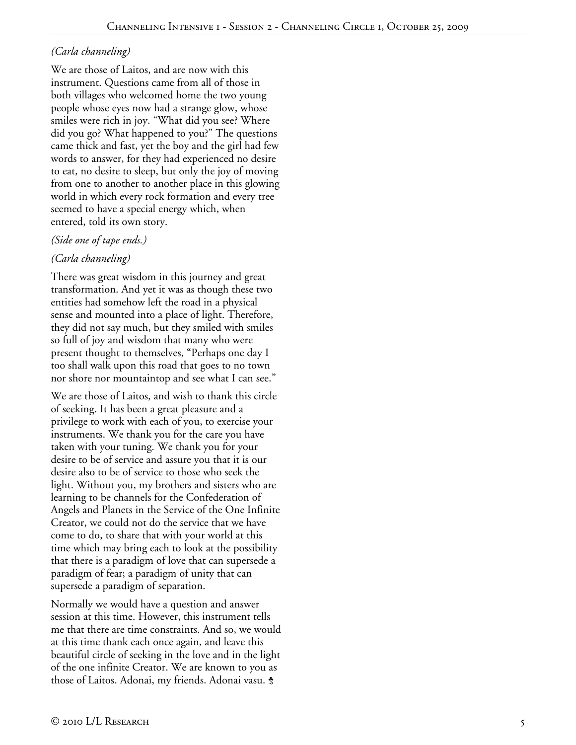*(Carla channeling)*

We are those of Laitos, and are now with this instrument. Questions came from all of those in both villages who welcomed home the two young people whose eyes now had a strange glow, whose smiles were rich in joy. "What did you see? Where did you go? What happened to you?" The questions came thick and fast, yet the boy and the girl had few words to answer, for they had experienced no desire to eat, no desire to sleep, but only the joy of moving from one to another to another place in this glowing world in which every rock formation and every tree seemed to have a special energy which, when entered, told its own story.

*(Side one of tape ends.)*

*(Carla channeling)*

There was great wisdom in this journey and great transformation. And yet it was as though these two entities had somehow left the road in a physical sense and mounted into a place of light. Therefore, they did not say much, but they smiled with smiles so full of joy and wisdom that many who were present thought to themselves, "Perhaps one day I too shall walk upon this road that goes to no town nor shore nor mountaintop and see what I can see."

We are those of Laitos, and wish to thank this circle of seeking. It has been a great pleasure and a privilege to work with each of you, to exercise your instruments. We thank you for the care you have taken with your tuning. We thank you for your desire to be of service and assure you that it is our desire also to be of service to those who seek the light. Without you, my brothers and sisters who are learning to be channels for the Confederation of Angels and Planets in the Service of the One Infinite Creator, we could not do the service that we have come to do, to share that with your world at this time which may bring each to look at the possibility that there is a paradigm of love that can supersede a paradigm of fear; a paradigm of unity that can supersede a paradigm of separation.

Normally we would have a question and answer session at this time. However, this instrument tells me that there are time constraints. And so, we would at this time thank each once again, and leave this beautiful circle of seeking in the love and in the light of the one infinite Creator. We are known to you as those of Laitos. Adonai, my friends. Adonai vasu. ♣

© 2010 L/L Research